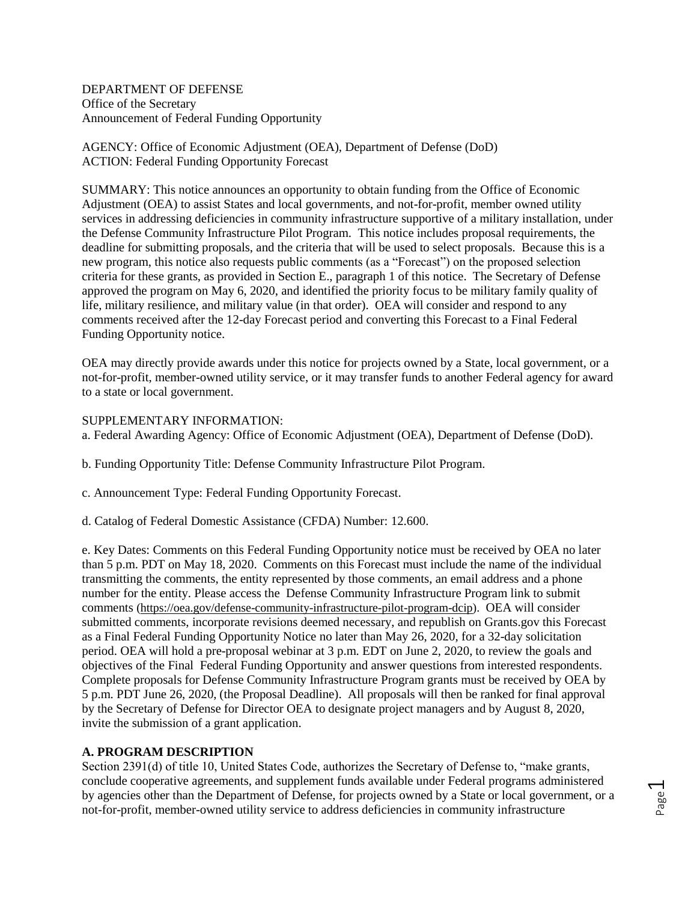DEPARTMENT OF DEFENSE
Office of the Secretary
Announcement of Federal Funding Opportunity

AGENCY: Office of Economic Adjustment (OEA), Department of Defense (DoD)
ACTION: Federal Funding Opportunity Forecast

SUMMARY: This notice announces an opportunity to obtain funding from the Office of Economic Adjustment (OEA) to assist States and local governments, and not-for-profit, member owned utility services in addressing deficiencies in community infrastructure supportive of a military installation, under the Defense Community Infrastructure Pilot Program. This notice includes proposal requirements, the deadline for submitting proposals, and the criteria that will be used to select proposals. Because this is a new program, this notice also requests public comments (as a "Forecast") on the proposed selection criteria for these grants, as provided in Section E., paragraph 1 of this notice. The Secretary of Defense approved the program on May 6, 2020, and identified the priority focus to be military family quality of life, military resilience, and military value (in that order). OEA will consider and respond to any comments received after the 12-day Forecast period and converting this Forecast to a Final Federal Funding Opportunity notice.

OEA may directly provide awards under this notice for projects owned by a State, local government, or a not-for-profit, member-owned utility service, or it may transfer funds to another Federal agency for award to a state or local government.

SUPPLEMENTARY INFORMATION:

a. Federal Awarding Agency: Office of Economic Adjustment (OEA), Department of Defense (DoD).

b. Funding Opportunity Title: Defense Community Infrastructure Pilot Program.

c. Announcement Type: Federal Funding Opportunity Forecast.

d. Catalog of Federal Domestic Assistance (CFDA) Number: 12.600.

e. Key Dates: Comments on this Federal Funding Opportunity notice must be received by OEA no later than 5 p.m. PDT on May 18, 2020. Comments on this Forecast must include the name of the individual transmitting the comments, the entity represented by those comments, an email address and a phone number for the entity. Please access the Defense Community Infrastructure Program link to submit comments (https://oea.gov/defense-community-infrastructure-pilot-program-dcip). OEA will consider submitted comments, incorporate revisions deemed necessary, and republish on Grants.gov this Forecast as a Final Federal Funding Opportunity Notice no later than May 26, 2020, for a 32-day solicitation period. OEA will hold a pre-proposal webinar at 3 p.m. EDT on June 2, 2020, to review the goals and objectives of the Final Federal Funding Opportunity and answer questions from interested respondents. Complete proposals for Defense Community Infrastructure Program grants must be received by OEA by 5 p.m. PDT June 26, 2020, (the Proposal Deadline). All proposals will then be ranked for final approval by the Secretary of Defense for Director OEA to designate project managers and by August 8, 2020, invite the submission of a grant application.

## A. PROGRAM DESCRIPTION

Section 2391(d) of title 10, United States Code, authorizes the Secretary of Defense to, "make grants, conclude cooperative agreements, and supplement funds available under Federal programs administered by agencies other than the Department of Defense, for projects owned by a State or local government, or a not-for-profit, member-owned utility service to address deficiencies in community infrastructure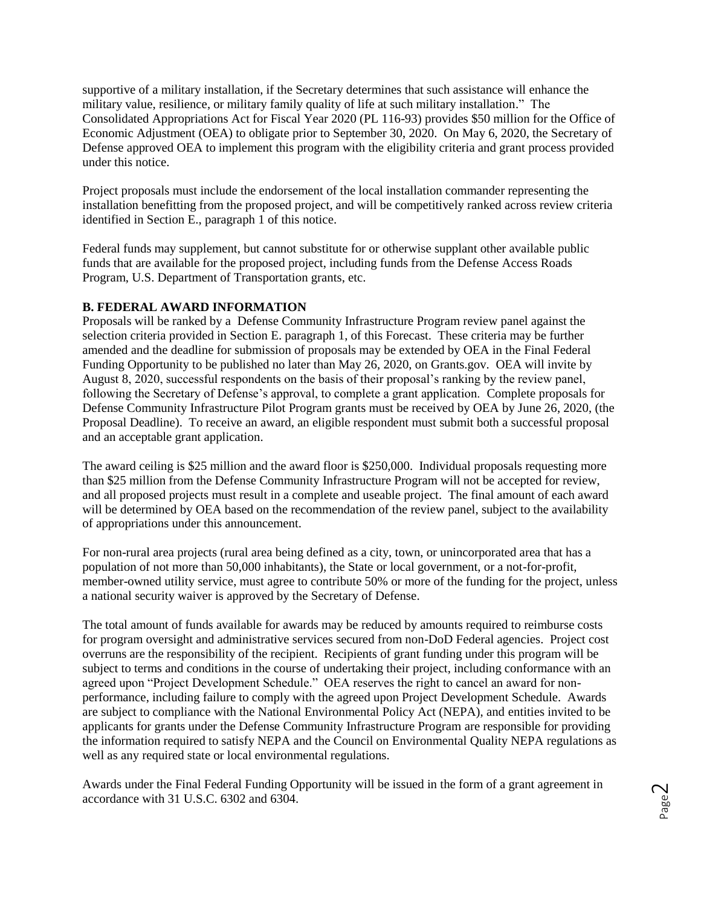supportive of a military installation, if the Secretary determines that such assistance will enhance the military value, resilience, or military family quality of life at such military installation." The Consolidated Appropriations Act for Fiscal Year 2020 (PL 116-93) provides $50 million for the Office of Economic Adjustment (OEA) to obligate prior to September 30, 2020. On May 6, 2020, the Secretary of Defense approved OEA to implement this program with the eligibility criteria and grant process provided under this notice.

Project proposals must include the endorsement of the local installation commander representing the installation benefitting from the proposed project, and will be competitively ranked across review criteria identified in Section E., paragraph 1 of this notice.

Federal funds may supplement, but cannot substitute for or otherwise supplant other available public funds that are available for the proposed project, including funds from the Defense Access Roads Program, U.S. Department of Transportation grants, etc.

## B. FEDERAL AWARD INFORMATION

Proposals will be ranked by a Defense Community Infrastructure Program review panel against the selection criteria provided in Section E. paragraph 1, of this Forecast. These criteria may be further amended and the deadline for submission of proposals may be extended by OEA in the Final Federal Funding Opportunity to be published no later than May 26, 2020, on Grants.gov. OEA will invite by August 8, 2020, successful respondents on the basis of their proposal's ranking by the review panel, following the Secretary of Defense's approval, to complete a grant application. Complete proposals for Defense Community Infrastructure Pilot Program grants must be received by OEA by June 26, 2020, (the Proposal Deadline). To receive an award, an eligible respondent must submit both a successful proposal and an acceptable grant application.

The award ceiling is $25 million and the award floor is $250,000. Individual proposals requesting more than $25 million from the Defense Community Infrastructure Program will not be accepted for review, and all proposed projects must result in a complete and useable project. The final amount of each award will be determined by OEA based on the recommendation of the review panel, subject to the availability of appropriations under this announcement.

For non-rural area projects (rural area being defined as a city, town, or unincorporated area that has a population of not more than 50,000 inhabitants), the State or local government, or a not-for-profit, member-owned utility service, must agree to contribute 50% or more of the funding for the project, unless a national security waiver is approved by the Secretary of Defense.

The total amount of funds available for awards may be reduced by amounts required to reimburse costs for program oversight and administrative services secured from non-DoD Federal agencies. Project cost overruns are the responsibility of the recipient. Recipients of grant funding under this program will be subject to terms and conditions in the course of undertaking their project, including conformance with an agreed upon "Project Development Schedule." OEA reserves the right to cancel an award for non-performance, including failure to comply with the agreed upon Project Development Schedule. Awards are subject to compliance with the National Environmental Policy Act (NEPA), and entities invited to be applicants for grants under the Defense Community Infrastructure Program are responsible for providing the information required to satisfy NEPA and the Council on Environmental Quality NEPA regulations as well as any required state or local environmental regulations.

Awards under the Final Federal Funding Opportunity will be issued in the form of a grant agreement in accordance with 31 U.S.C. 6302 and 6304.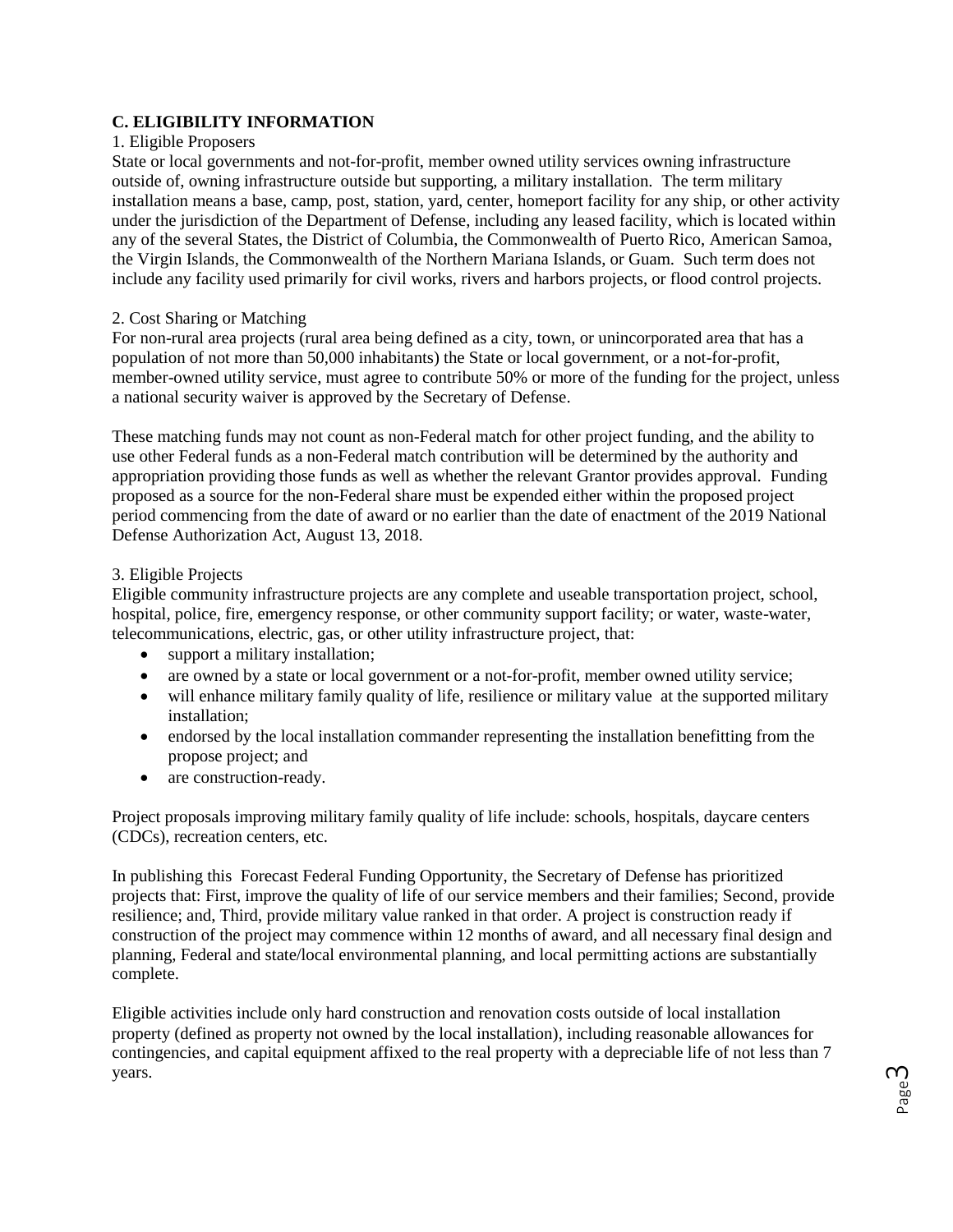## C. ELIGIBILITY INFORMATION

1. Eligible Proposers

State or local governments and not-for-profit, member owned utility services owning infrastructure outside of, owning infrastructure outside but supporting, a military installation. The term military installation means a base, camp, post, station, yard, center, homeport facility for any ship, or other activity under the jurisdiction of the Department of Defense, including any leased facility, which is located within any of the several States, the District of Columbia, the Commonwealth of Puerto Rico, American Samoa, the Virgin Islands, the Commonwealth of the Northern Mariana Islands, or Guam. Such term does not include any facility used primarily for civil works, rivers and harbors projects, or flood control projects.

2. Cost Sharing or Matching

For non-rural area projects (rural area being defined as a city, town, or unincorporated area that has a population of not more than 50,000 inhabitants) the State or local government, or a not-for-profit, member-owned utility service, must agree to contribute 50% or more of the funding for the project, unless a national security waiver is approved by the Secretary of Defense.

These matching funds may not count as non-Federal match for other project funding, and the ability to use other Federal funds as a non-Federal match contribution will be determined by the authority and appropriation providing those funds as well as whether the relevant Grantor provides approval. Funding proposed as a source for the non-Federal share must be expended either within the proposed project period commencing from the date of award or no earlier than the date of enactment of the 2019 National Defense Authorization Act, August 13, 2018.

3. Eligible Projects

Eligible community infrastructure projects are any complete and useable transportation project, school, hospital, police, fire, emergency response, or other community support facility; or water, waste-water, telecommunications, electric, gas, or other utility infrastructure project, that:

- support a military installation;
- are owned by a state or local government or a not-for-profit, member owned utility service;
- will enhance military family quality of life, resilience or military value at the supported military installation;
- endorsed by the local installation commander representing the installation benefitting from the propose project; and
- are construction-ready.

Project proposals improving military family quality of life include: schools, hospitals, daycare centers (CDCs), recreation centers, etc.

In publishing this Forecast Federal Funding Opportunity, the Secretary of Defense has prioritized projects that: First, improve the quality of life of our service members and their families; Second, provide resilience; and, Third, provide military value ranked in that order. A project is construction ready if construction of the project may commence within 12 months of award, and all necessary final design and planning, Federal and state/local environmental planning, and local permitting actions are substantially complete.

Eligible activities include only hard construction and renovation costs outside of local installation property (defined as property not owned by the local installation), including reasonable allowances for contingencies, and capital equipment affixed to the real property with a depreciable life of not less than 7 years.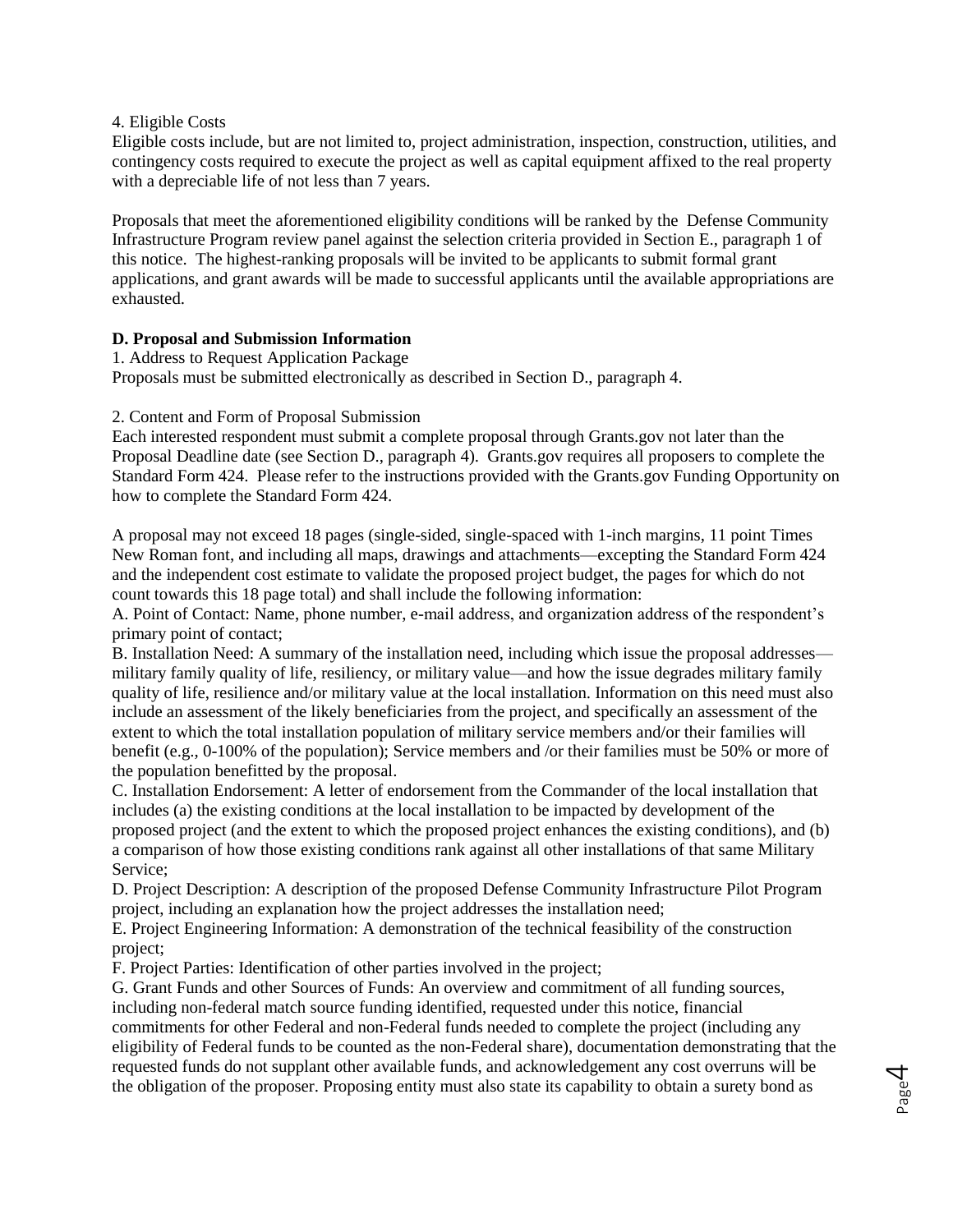4. Eligible Costs

Eligible costs include, but are not limited to, project administration, inspection, construction, utilities, and contingency costs required to execute the project as well as capital equipment affixed to the real property with a depreciable life of not less than 7 years.

Proposals that meet the aforementioned eligibility conditions will be ranked by the Defense Community Infrastructure Program review panel against the selection criteria provided in Section E., paragraph 1 of this notice. The highest-ranking proposals will be invited to be applicants to submit formal grant applications, and grant awards will be made to successful applicants until the available appropriations are exhausted.

**D. Proposal and Submission Information**

1. Address to Request Application Package

Proposals must be submitted electronically as described in Section D., paragraph 4.

2. Content and Form of Proposal Submission

Each interested respondent must submit a complete proposal through Grants.gov not later than the Proposal Deadline date (see Section D., paragraph 4). Grants.gov requires all proposers to complete the Standard Form 424. Please refer to the instructions provided with the Grants.gov Funding Opportunity on how to complete the Standard Form 424.

A proposal may not exceed 18 pages (single-sided, single-spaced with 1-inch margins, 11 point Times New Roman font, and including all maps, drawings and attachments—excepting the Standard Form 424 and the independent cost estimate to validate the proposed project budget, the pages for which do not count towards this 18 page total) and shall include the following information:

A. Point of Contact: Name, phone number, e-mail address, and organization address of the respondent's primary point of contact;

B. Installation Need: A summary of the installation need, including which issue the proposal addresses—military family quality of life, resiliency, or military value—and how the issue degrades military family quality of life, resilience and/or military value at the local installation. Information on this need must also include an assessment of the likely beneficiaries from the project, and specifically an assessment of the extent to which the total installation population of military service members and/or their families will benefit (e.g., 0-100% of the population); Service members and /or their families must be 50% or more of the population benefitted by the proposal.

C. Installation Endorsement: A letter of endorsement from the Commander of the local installation that includes (a) the existing conditions at the local installation to be impacted by development of the proposed project (and the extent to which the proposed project enhances the existing conditions), and (b) a comparison of how those existing conditions rank against all other installations of that same Military Service;

D. Project Description: A description of the proposed Defense Community Infrastructure Pilot Program project, including an explanation how the project addresses the installation need;

E. Project Engineering Information: A demonstration of the technical feasibility of the construction project;

F. Project Parties: Identification of other parties involved in the project;

G. Grant Funds and other Sources of Funds: An overview and commitment of all funding sources, including non-federal match source funding identified, requested under this notice, financial commitments for other Federal and non-Federal funds needed to complete the project (including any eligibility of Federal funds to be counted as the non-Federal share), documentation demonstrating that the requested funds do not supplant other available funds, and acknowledgement any cost overruns will be the obligation of the proposer. Proposing entity must also state its capability to obtain a surety bond as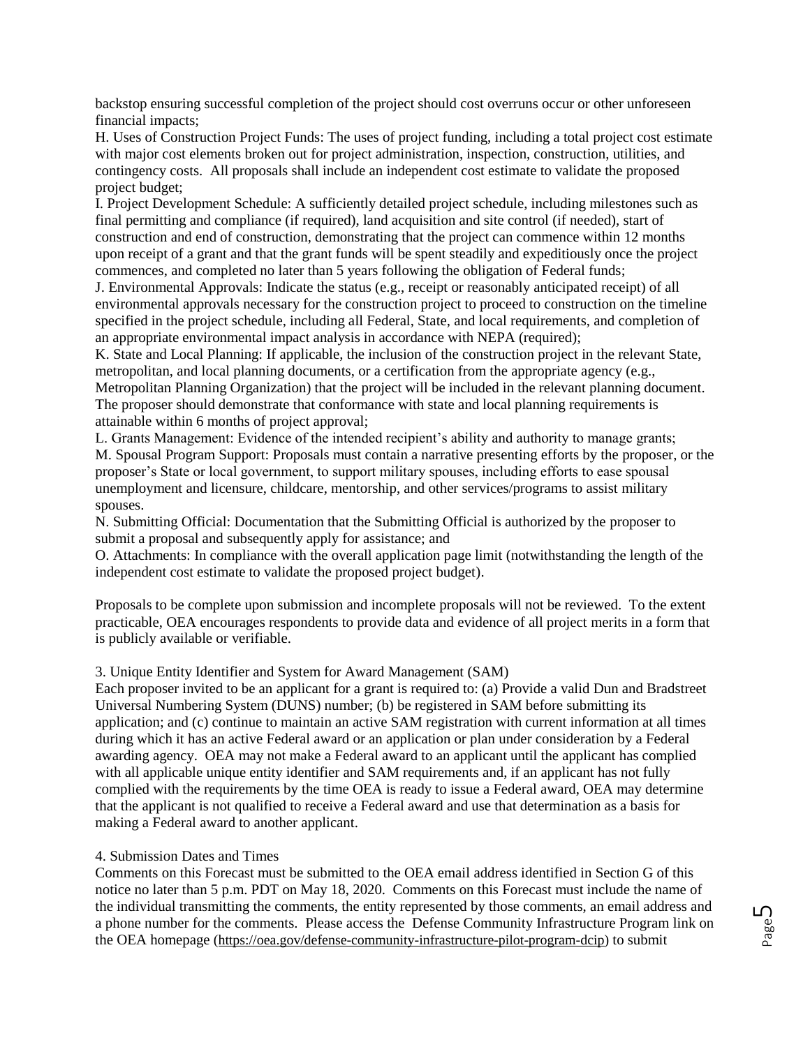backstop ensuring successful completion of the project should cost overruns occur or other unforeseen financial impacts;

H. Uses of Construction Project Funds: The uses of project funding, including a total project cost estimate with major cost elements broken out for project administration, inspection, construction, utilities, and contingency costs. All proposals shall include an independent cost estimate to validate the proposed project budget;

I. Project Development Schedule: A sufficiently detailed project schedule, including milestones such as final permitting and compliance (if required), land acquisition and site control (if needed), start of construction and end of construction, demonstrating that the project can commence within 12 months upon receipt of a grant and that the grant funds will be spent steadily and expeditiously once the project commences, and completed no later than 5 years following the obligation of Federal funds;

J. Environmental Approvals: Indicate the status (e.g., receipt or reasonably anticipated receipt) of all environmental approvals necessary for the construction project to proceed to construction on the timeline specified in the project schedule, including all Federal, State, and local requirements, and completion of an appropriate environmental impact analysis in accordance with NEPA (required);

K. State and Local Planning: If applicable, the inclusion of the construction project in the relevant State, metropolitan, and local planning documents, or a certification from the appropriate agency (e.g., Metropolitan Planning Organization) that the project will be included in the relevant planning document. The proposer should demonstrate that conformance with state and local planning requirements is attainable within 6 months of project approval;

L. Grants Management: Evidence of the intended recipient's ability and authority to manage grants;

M. Spousal Program Support: Proposals must contain a narrative presenting efforts by the proposer, or the proposer's State or local government, to support military spouses, including efforts to ease spousal unemployment and licensure, childcare, mentorship, and other services/programs to assist military spouses.

N. Submitting Official: Documentation that the Submitting Official is authorized by the proposer to submit a proposal and subsequently apply for assistance; and

O. Attachments: In compliance with the overall application page limit (notwithstanding the length of the independent cost estimate to validate the proposed project budget).

Proposals to be complete upon submission and incomplete proposals will not be reviewed. To the extent practicable, OEA encourages respondents to provide data and evidence of all project merits in a form that is publicly available or verifiable.

3. Unique Entity Identifier and System for Award Management (SAM)

Each proposer invited to be an applicant for a grant is required to: (a) Provide a valid Dun and Bradstreet Universal Numbering System (DUNS) number; (b) be registered in SAM before submitting its application; and (c) continue to maintain an active SAM registration with current information at all times during which it has an active Federal award or an application or plan under consideration by a Federal awarding agency. OEA may not make a Federal award to an applicant until the applicant has complied with all applicable unique entity identifier and SAM requirements and, if an applicant has not fully complied with the requirements by the time OEA is ready to issue a Federal award, OEA may determine that the applicant is not qualified to receive a Federal award and use that determination as a basis for making a Federal award to another applicant.

4. Submission Dates and Times

Comments on this Forecast must be submitted to the OEA email address identified in Section G of this notice no later than 5 p.m. PDT on May 18, 2020. Comments on this Forecast must include the name of the individual transmitting the comments, the entity represented by those comments, an email address and a phone number for the comments. Please access the Defense Community Infrastructure Program link on the OEA homepage (https://oea.gov/defense-community-infrastructure-pilot-program-dcip) to submit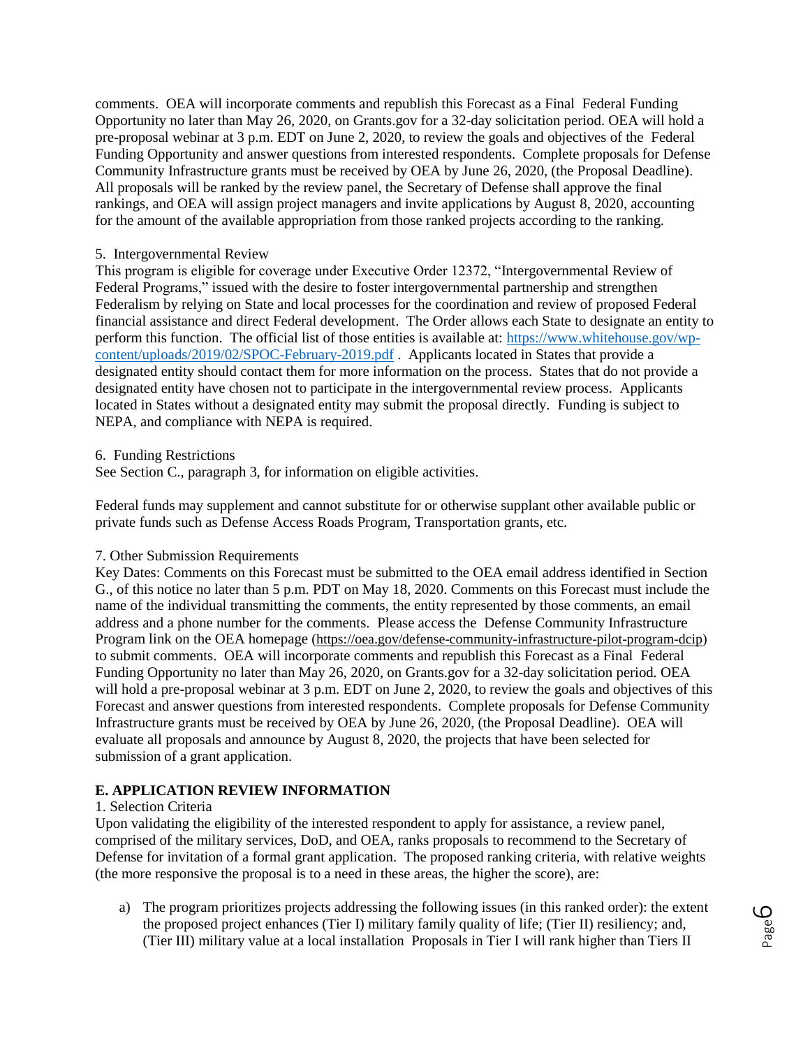comments. OEA will incorporate comments and republish this Forecast as a Final Federal Funding Opportunity no later than May 26, 2020, on Grants.gov for a 32-day solicitation period. OEA will hold a pre-proposal webinar at 3 p.m. EDT on June 2, 2020, to review the goals and objectives of the Federal Funding Opportunity and answer questions from interested respondents. Complete proposals for Defense Community Infrastructure grants must be received by OEA by June 26, 2020, (the Proposal Deadline). All proposals will be ranked by the review panel, the Secretary of Defense shall approve the final rankings, and OEA will assign project managers and invite applications by August 8, 2020, accounting for the amount of the available appropriation from those ranked projects according to the ranking.

5. Intergovernmental Review
This program is eligible for coverage under Executive Order 12372, "Intergovernmental Review of Federal Programs," issued with the desire to foster intergovernmental partnership and strengthen Federalism by relying on State and local processes for the coordination and review of proposed Federal financial assistance and direct Federal development. The Order allows each State to designate an entity to perform this function. The official list of those entities is available at: [https://www.whitehouse.gov/wp-content/uploads/2019/02/SPOC-February-2019.pdf](https://www.whitehouse.gov/wp-content/uploads/2019/02/SPOC-February-2019.pdf) . Applicants located in States that provide a designated entity should contact them for more information on the process. States that do not provide a designated entity have chosen not to participate in the intergovernmental review process. Applicants located in States without a designated entity may submit the proposal directly. Funding is subject to NEPA, and compliance with NEPA is required.

6. Funding Restrictions
See Section C., paragraph 3, for information on eligible activities.

Federal funds may supplement and cannot substitute for or otherwise supplant other available public or private funds such as Defense Access Roads Program, Transportation grants, etc.

7. Other Submission Requirements
Key Dates: Comments on this Forecast must be submitted to the OEA email address identified in Section G., of this notice no later than 5 p.m. PDT on May 18, 2020. Comments on this Forecast must include the name of the individual transmitting the comments, the entity represented by those comments, an email address and a phone number for the comments. Please access the Defense Community Infrastructure Program link on the OEA homepage (https://oea.gov/defense-community-infrastructure-pilot-program-dcip) to submit comments. OEA will incorporate comments and republish this Forecast as a Final Federal Funding Opportunity no later than May 26, 2020, on Grants.gov for a 32-day solicitation period. OEA will hold a pre-proposal webinar at 3 p.m. EDT on June 2, 2020, to review the goals and objectives of this Forecast and answer questions from interested respondents. Complete proposals for Defense Community Infrastructure grants must be received by OEA by June 26, 2020, (the Proposal Deadline). OEA will evaluate all proposals and announce by August 8, 2020, the projects that have been selected for submission of a grant application.

**E. APPLICATION REVIEW INFORMATION**

1. Selection Criteria
Upon validating the eligibility of the interested respondent to apply for assistance, a review panel, comprised of the military services, DoD, and OEA, ranks proposals to recommend to the Secretary of Defense for invitation of a formal grant application. The proposed ranking criteria, with relative weights (the more responsive the proposal is to a need in these areas, the higher the score), are:

a) The program prioritizes projects addressing the following issues (in this ranked order): the extent the proposed project enhances (Tier I) military family quality of life; (Tier II) resiliency; and, (Tier III) military value at a local installation Proposals in Tier I will rank higher than Tiers II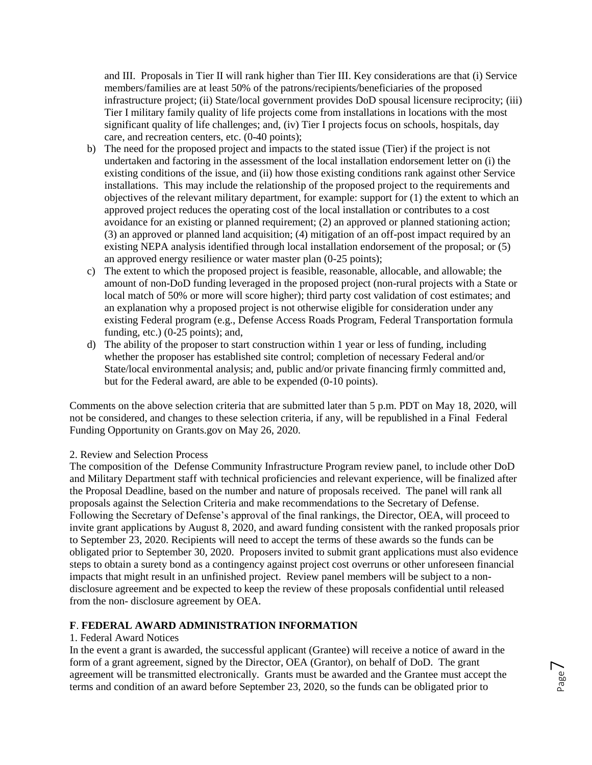and III. Proposals in Tier II will rank higher than Tier III. Key considerations are that (i) Service members/families are at least 50% of the patrons/recipients/beneficiaries of the proposed infrastructure project; (ii) State/local government provides DoD spousal licensure reciprocity; (iii) Tier I military family quality of life projects come from installations in locations with the most significant quality of life challenges; and, (iv) Tier I projects focus on schools, hospitals, day care, and recreation centers, etc. (0-40 points);

b) The need for the proposed project and impacts to the stated issue (Tier) if the project is not undertaken and factoring in the assessment of the local installation endorsement letter on (i) the existing conditions of the issue, and (ii) how those existing conditions rank against other Service installations. This may include the relationship of the proposed project to the requirements and objectives of the relevant military department, for example: support for (1) the extent to which an approved project reduces the operating cost of the local installation or contributes to a cost avoidance for an existing or planned requirement; (2) an approved or planned stationing action; (3) an approved or planned land acquisition; (4) mitigation of an off-post impact required by an existing NEPA analysis identified through local installation endorsement of the proposal; or (5) an approved energy resilience or water master plan (0-25 points);

c) The extent to which the proposed project is feasible, reasonable, allocable, and allowable; the amount of non-DoD funding leveraged in the proposed project (non-rural projects with a State or local match of 50% or more will score higher); third party cost validation of cost estimates; and an explanation why a proposed project is not otherwise eligible for consideration under any existing Federal program (e.g., Defense Access Roads Program, Federal Transportation formula funding, etc.) (0-25 points); and,

d) The ability of the proposer to start construction within 1 year or less of funding, including whether the proposer has established site control; completion of necessary Federal and/or State/local environmental analysis; and, public and/or private financing firmly committed and, but for the Federal award, are able to be expended (0-10 points).

Comments on the above selection criteria that are submitted later than 5 p.m. PDT on May 18, 2020, will not be considered, and changes to these selection criteria, if any, will be republished in a Final Federal Funding Opportunity on Grants.gov on May 26, 2020.

2. Review and Selection Process

The composition of the Defense Community Infrastructure Program review panel, to include other DoD and Military Department staff with technical proficiencies and relevant experience, will be finalized after the Proposal Deadline, based on the number and nature of proposals received. The panel will rank all proposals against the Selection Criteria and make recommendations to the Secretary of Defense. Following the Secretary of Defense's approval of the final rankings, the Director, OEA, will proceed to invite grant applications by August 8, 2020, and award funding consistent with the ranked proposals prior to September 23, 2020. Recipients will need to accept the terms of these awards so the funds can be obligated prior to September 30, 2020. Proposers invited to submit grant applications must also evidence steps to obtain a surety bond as a contingency against project cost overruns or other unforeseen financial impacts that might result in an unfinished project. Review panel members will be subject to a non-disclosure agreement and be expected to keep the review of these proposals confidential until released from the non- disclosure agreement by OEA.

## F. FEDERAL AWARD ADMINISTRATION INFORMATION

1. Federal Award Notices

In the event a grant is awarded, the successful applicant (Grantee) will receive a notice of award in the form of a grant agreement, signed by the Director, OEA (Grantor), on behalf of DoD. The grant agreement will be transmitted electronically. Grants must be awarded and the Grantee must accept the terms and condition of an award before September 23, 2020, so the funds can be obligated prior to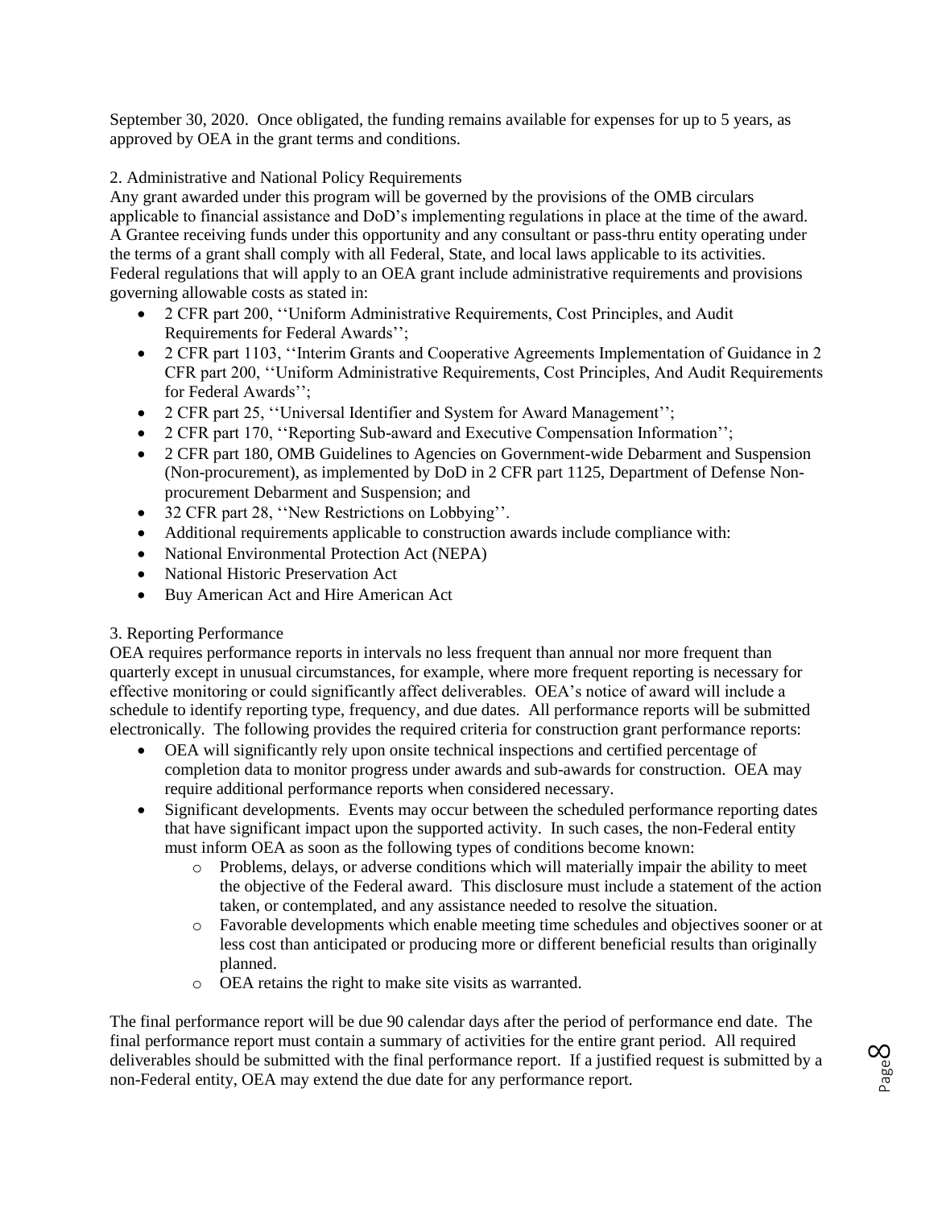September 30, 2020. Once obligated, the funding remains available for expenses for up to 5 years, as approved by OEA in the grant terms and conditions.

2. Administrative and National Policy Requirements

Any grant awarded under this program will be governed by the provisions of the OMB circulars applicable to financial assistance and DoD's implementing regulations in place at the time of the award. A Grantee receiving funds under this opportunity and any consultant or pass-thru entity operating under the terms of a grant shall comply with all Federal, State, and local laws applicable to its activities. Federal regulations that will apply to an OEA grant include administrative requirements and provisions governing allowable costs as stated in:

- 2 CFR part 200, ''Uniform Administrative Requirements, Cost Principles, and Audit Requirements for Federal Awards'';
- 2 CFR part 1103, ''Interim Grants and Cooperative Agreements Implementation of Guidance in 2 CFR part 200, ''Uniform Administrative Requirements, Cost Principles, And Audit Requirements for Federal Awards'';
- 2 CFR part 25, ''Universal Identifier and System for Award Management'';
- 2 CFR part 170, ''Reporting Sub-award and Executive Compensation Information'';
- 2 CFR part 180, OMB Guidelines to Agencies on Government-wide Debarment and Suspension (Non-procurement), as implemented by DoD in 2 CFR part 1125, Department of Defense Non-procurement Debarment and Suspension; and
- 32 CFR part 28, ''New Restrictions on Lobbying''.
- Additional requirements applicable to construction awards include compliance with:
- National Environmental Protection Act (NEPA)
- National Historic Preservation Act
- Buy American Act and Hire American Act

3. Reporting Performance

OEA requires performance reports in intervals no less frequent than annual nor more frequent than quarterly except in unusual circumstances, for example, where more frequent reporting is necessary for effective monitoring or could significantly affect deliverables. OEA's notice of award will include a schedule to identify reporting type, frequency, and due dates. All performance reports will be submitted electronically. The following provides the required criteria for construction grant performance reports:

- OEA will significantly rely upon onsite technical inspections and certified percentage of completion data to monitor progress under awards and sub-awards for construction. OEA may require additional performance reports when considered necessary.
- Significant developments. Events may occur between the scheduled performance reporting dates that have significant impact upon the supported activity. In such cases, the non-Federal entity must inform OEA as soon as the following types of conditions become known:
  - Problems, delays, or adverse conditions which will materially impair the ability to meet the objective of the Federal award. This disclosure must include a statement of the action taken, or contemplated, and any assistance needed to resolve the situation.
  - Favorable developments which enable meeting time schedules and objectives sooner or at less cost than anticipated or producing more or different beneficial results than originally planned.
  - OEA retains the right to make site visits as warranted.

The final performance report will be due 90 calendar days after the period of performance end date. The final performance report must contain a summary of activities for the entire grant period. All required deliverables should be submitted with the final performance report. If a justified request is submitted by a non-Federal entity, OEA may extend the due date for any performance report.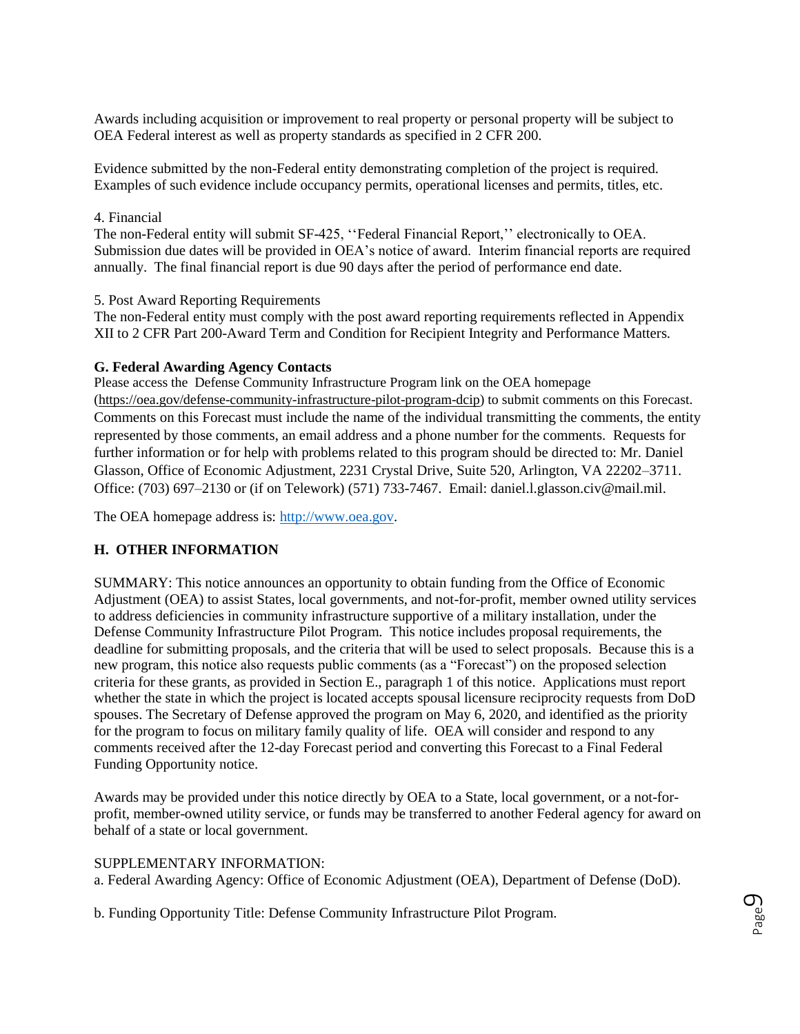Awards including acquisition or improvement to real property or personal property will be subject to OEA Federal interest as well as property standards as specified in 2 CFR 200.

Evidence submitted by the non-Federal entity demonstrating completion of the project is required. Examples of such evidence include occupancy permits, operational licenses and permits, titles, etc.

4. Financial

The non-Federal entity will submit SF-425, ''Federal Financial Report,'' electronically to OEA. Submission due dates will be provided in OEA's notice of award. Interim financial reports are required annually. The final financial report is due 90 days after the period of performance end date.

5. Post Award Reporting Requirements

The non-Federal entity must comply with the post award reporting requirements reflected in Appendix XII to 2 CFR Part 200-Award Term and Condition for Recipient Integrity and Performance Matters.

**G. Federal Awarding Agency Contacts**

Please access the Defense Community Infrastructure Program link on the OEA homepage (https://oea.gov/defense-community-infrastructure-pilot-program-dcip) to submit comments on this Forecast. Comments on this Forecast must include the name of the individual transmitting the comments, the entity represented by those comments, an email address and a phone number for the comments. Requests for further information or for help with problems related to this program should be directed to: Mr. Daniel Glasson, Office of Economic Adjustment, 2231 Crystal Drive, Suite 520, Arlington, VA 22202–3711. Office: (703) 697–2130 or (if on Telework) (571) 733-7467. Email: daniel.l.glasson.civ@mail.mil.

The OEA homepage address is: http://www.oea.gov.

## H. OTHER INFORMATION

SUMMARY: This notice announces an opportunity to obtain funding from the Office of Economic Adjustment (OEA) to assist States, local governments, and not-for-profit, member owned utility services to address deficiencies in community infrastructure supportive of a military installation, under the Defense Community Infrastructure Pilot Program. This notice includes proposal requirements, the deadline for submitting proposals, and the criteria that will be used to select proposals. Because this is a new program, this notice also requests public comments (as a "Forecast") on the proposed selection criteria for these grants, as provided in Section E., paragraph 1 of this notice. Applications must report whether the state in which the project is located accepts spousal licensure reciprocity requests from DoD spouses. The Secretary of Defense approved the program on May 6, 2020, and identified as the priority for the program to focus on military family quality of life. OEA will consider and respond to any comments received after the 12-day Forecast period and converting this Forecast to a Final Federal Funding Opportunity notice.

Awards may be provided under this notice directly by OEA to a State, local government, or a not-for-profit, member-owned utility service, or funds may be transferred to another Federal agency for award on behalf of a state or local government.

SUPPLEMENTARY INFORMATION:

a. Federal Awarding Agency: Office of Economic Adjustment (OEA), Department of Defense (DoD).

b. Funding Opportunity Title: Defense Community Infrastructure Pilot Program.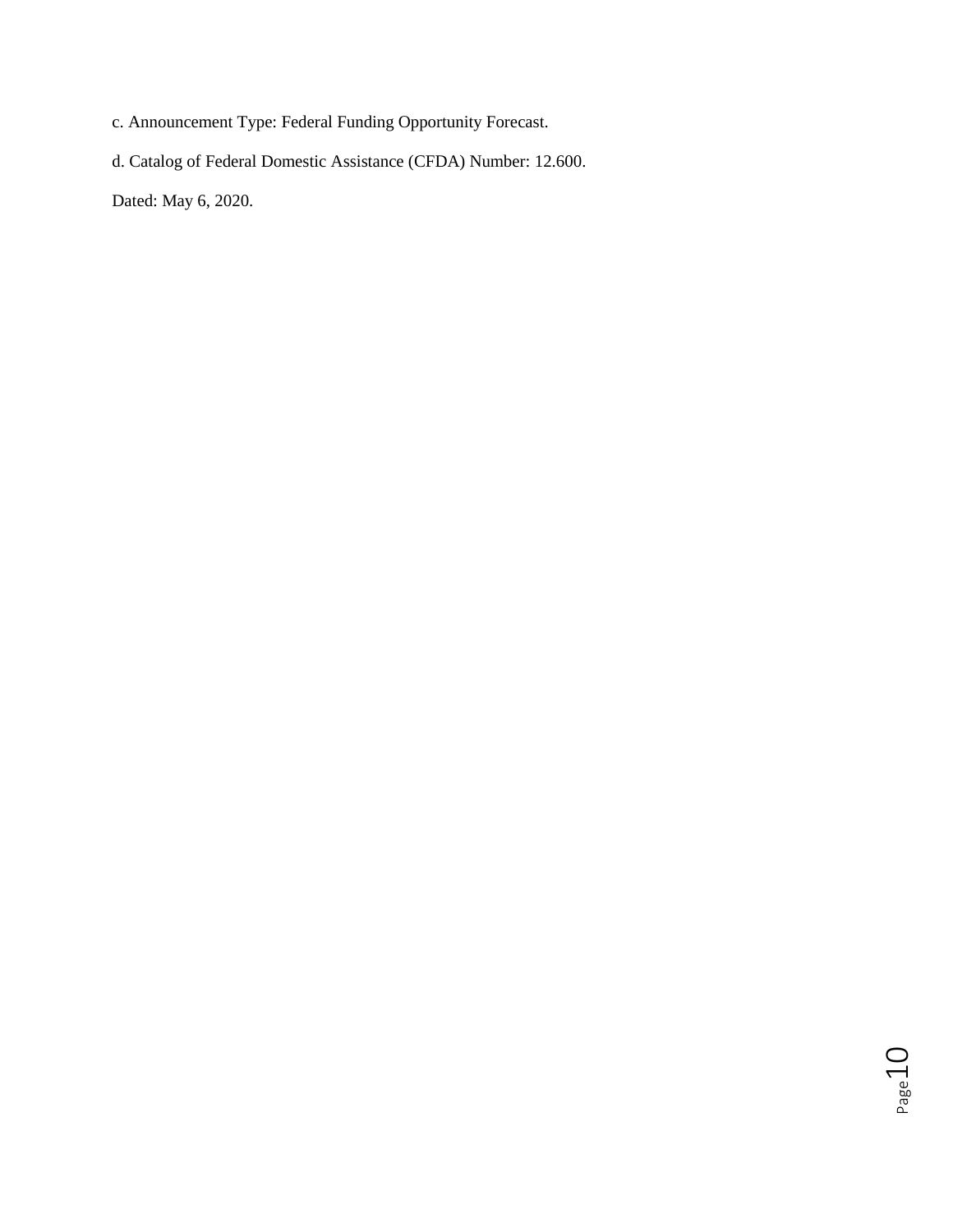c. Announcement Type: Federal Funding Opportunity Forecast.

d. Catalog of Federal Domestic Assistance (CFDA) Number: 12.600.

Dated: May 6, 2020.